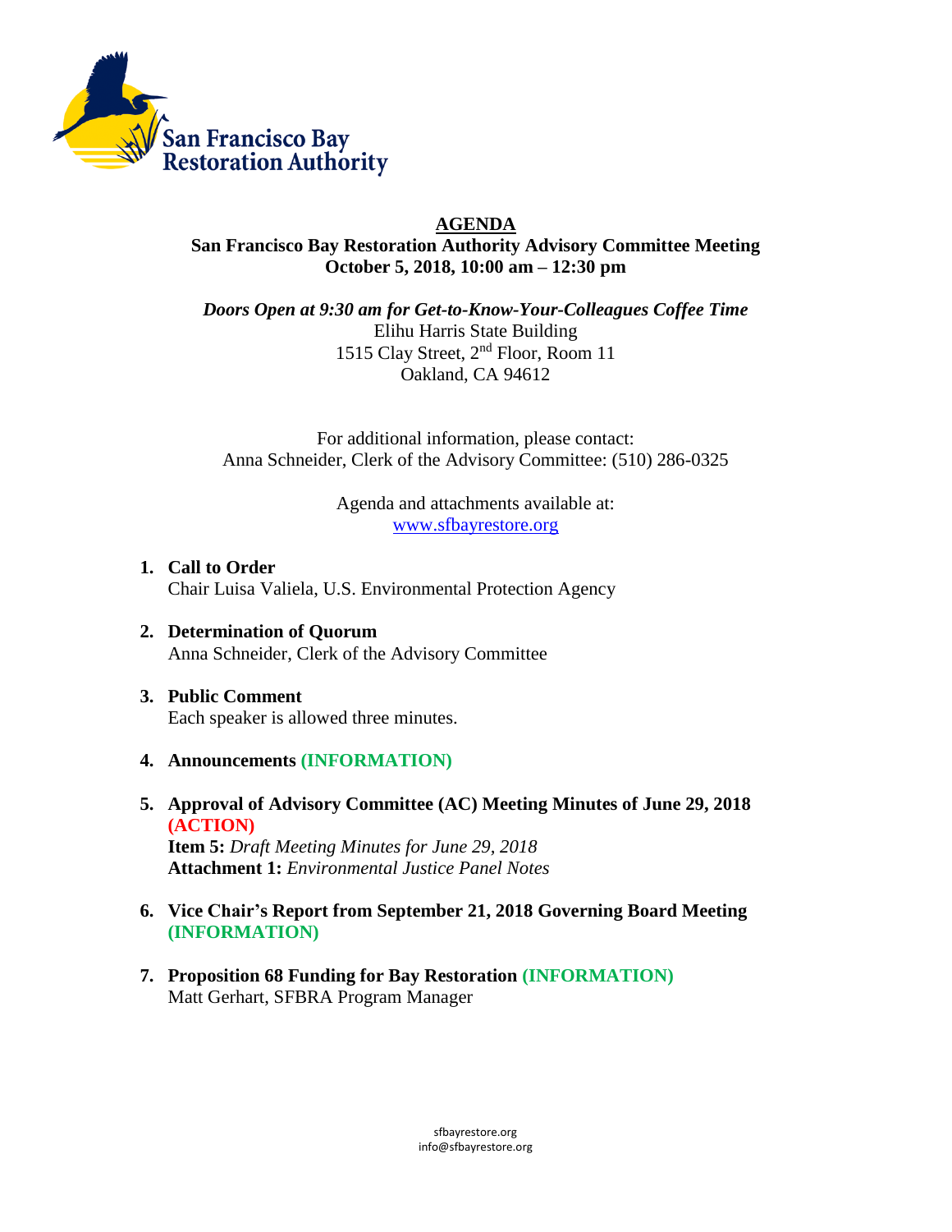San Francisco Bay Restoration Authority

# AGENDA

**San Francisco Bay Restoration Authority Advisory Committee Meeting**
**October 5, 2018, 10:00 am – 12:30 pm**

***Doors Open at 9:30 am for Get-to-Know-Your-Colleagues Coffee Time***
Elihu Harris State Building
1515 Clay Street, 2nd Floor, Room 11
Oakland, CA 94612

For additional information, please contact:
Anna Schneider, Clerk of the Advisory Committee: (510) 286-0325

Agenda and attachments available at:
www.sfbayrestore.org

1. **Call to Order**
   Chair Luisa Valiela, U.S. Environmental Protection Agency

2. **Determination of Quorum**
   Anna Schneider, Clerk of the Advisory Committee

3. **Public Comment**
   Each speaker is allowed three minutes.

4. **Announcements (INFORMATION)**

5. **Approval of Advisory Committee (AC) Meeting Minutes of June 29, 2018 (ACTION)**
   **Item 5:** *Draft Meeting Minutes for June 29, 2018*
   **Attachment 1:** *Environmental Justice Panel Notes*

6. **Vice Chair's Report from September 21, 2018 Governing Board Meeting (INFORMATION)**

7. **Proposition 68 Funding for Bay Restoration (INFORMATION)**
   Matt Gerhart, SFBRA Program Manager

sfbayrestore.org
info@sfbayrestore.org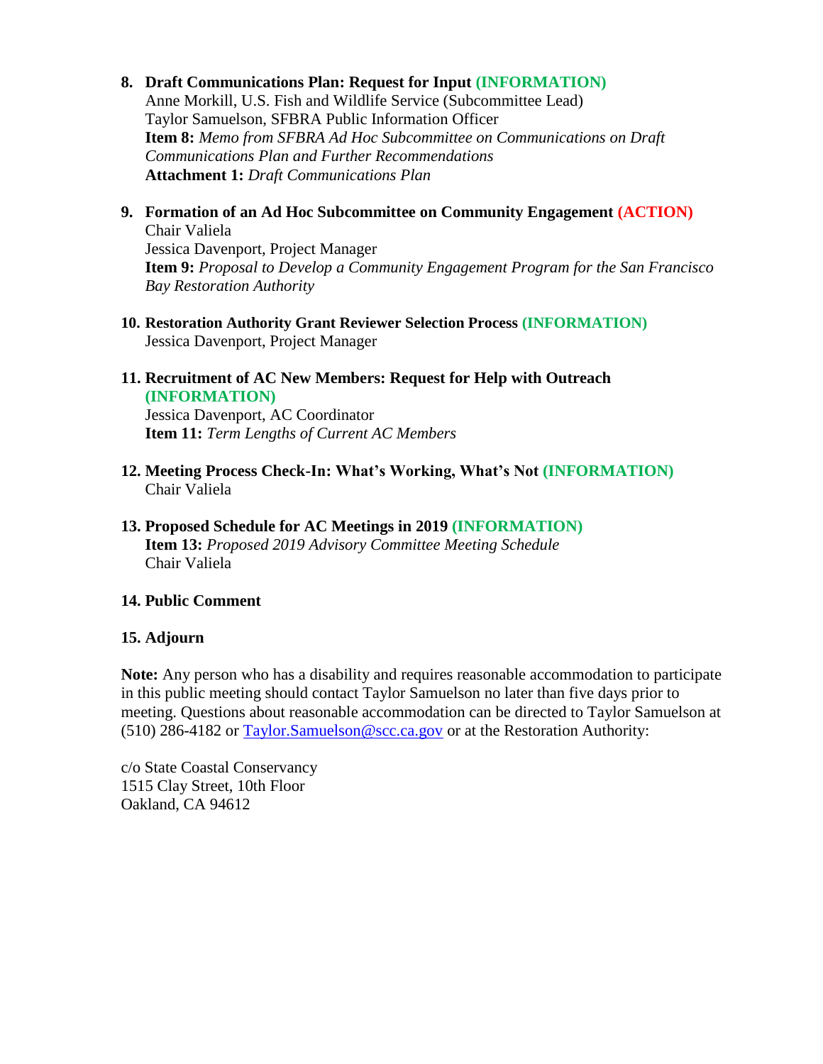8. **Draft Communications Plan: Request for Input (INFORMATION)**
   Anne Morkill, U.S. Fish and Wildlife Service (Subcommittee Lead)
   Taylor Samuelson, SFBRA Public Information Officer
   **Item 8:** *Memo from SFBRA Ad Hoc Subcommittee on Communications on Draft Communications Plan and Further Recommendations*
   **Attachment 1:** *Draft Communications Plan*

9. **Formation of an Ad Hoc Subcommittee on Community Engagement (ACTION)**
   Chair Valiela
   Jessica Davenport, Project Manager
   **Item 9:** *Proposal to Develop a Community Engagement Program for the San Francisco Bay Restoration Authority*

10. **Restoration Authority Grant Reviewer Selection Process (INFORMATION)**
    Jessica Davenport, Project Manager

11. **Recruitment of AC New Members: Request for Help with Outreach (INFORMATION)**
    Jessica Davenport, AC Coordinator
    **Item 11:** *Term Lengths of Current AC Members*

12. **Meeting Process Check-In: What's Working, What's Not (INFORMATION)**
    Chair Valiela

13. **Proposed Schedule for AC Meetings in 2019 (INFORMATION)**
    **Item 13:** *Proposed 2019 Advisory Committee Meeting Schedule*
    Chair Valiela

14. **Public Comment**

15. **Adjourn**

**Note:** Any person who has a disability and requires reasonable accommodation to participate in this public meeting should contact Taylor Samuelson no later than five days prior to meeting. Questions about reasonable accommodation can be directed to Taylor Samuelson at (510) 286-4182 or [Taylor.Samuelson@scc.ca.gov](mailto:Taylor.Samuelson@scc.ca.gov) or at the Restoration Authority:

c/o State Coastal Conservancy
1515 Clay Street, 10th Floor
Oakland, CA 94612